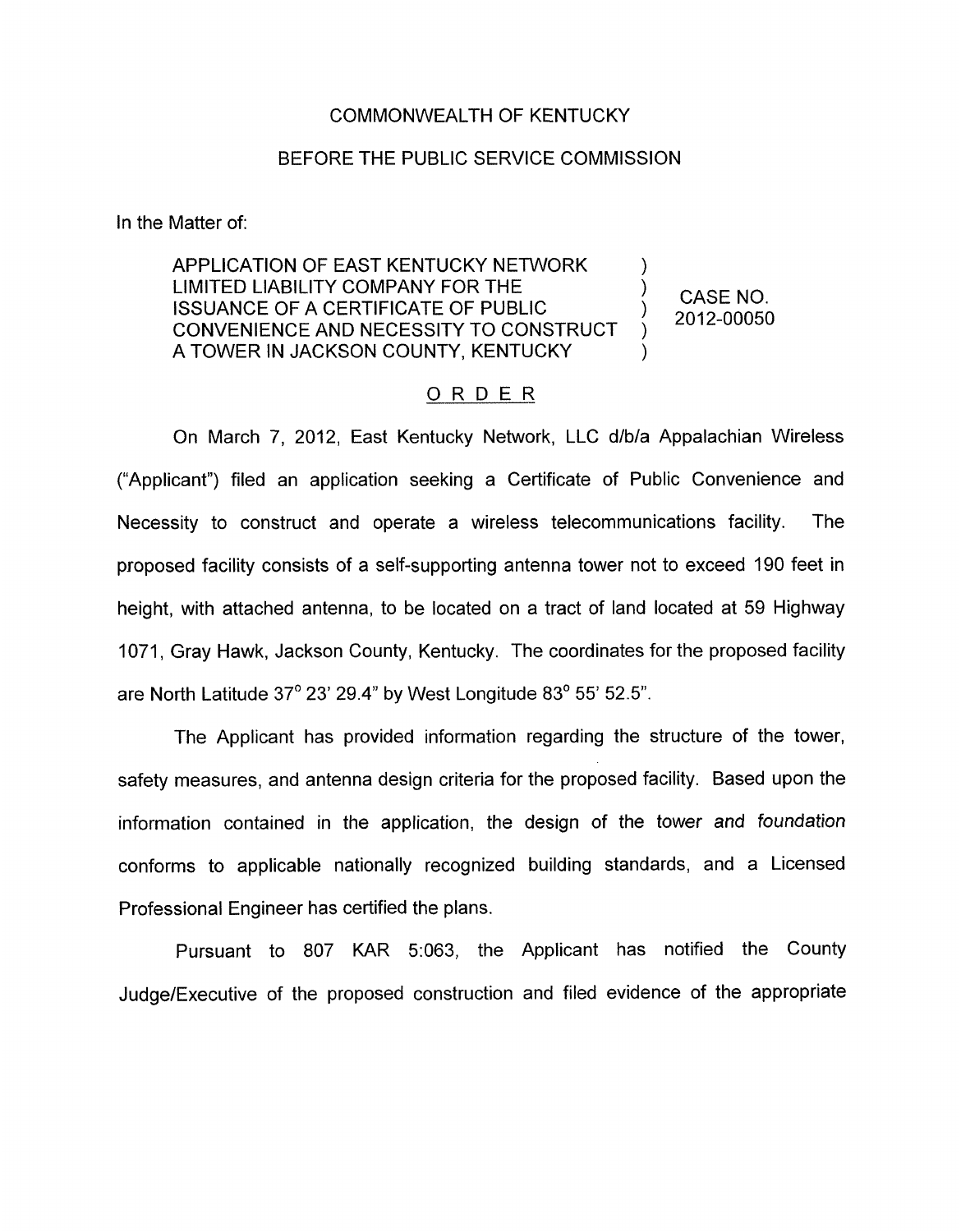COMMONWEALTH OF KENTUCKY

BEFORE THE PUBLIC SERVICE COMMISSION

In the Matter of:

| | | |
|---|---|---|
| APPLICATION OF EAST KENTUCKY NETWORK LIMITED LIABILITY COMPANY FOR THE ISSUANCE OF A CERTIFICATE OF PUBLIC CONVENIENCE AND NECESSITY TO CONSTRUCT A TOWER IN JACKSON COUNTY, KENTUCKY | ) ) ) ) ) | CASE NO. 2012-00050 |

## O R D E R

On March 7, 2012, East Kentucky Network, LLC d/b/a Appalachian Wireless ("Applicant") filed an application seeking a Certificate of Public Convenience and Necessity to construct and operate a wireless telecommunications facility. The proposed facility consists of a self-supporting antenna tower not to exceed 190 feet in height, with attached antenna, to be located on a tract of land located at 59 Highway 1071, Gray Hawk, Jackson County, Kentucky. The coordinates for the proposed facility are North Latitude 37° 23' 29.4" by West Longitude 83° 55' 52.5".

The Applicant has provided information regarding the structure of the tower, safety measures, and antenna design criteria for the proposed facility. Based upon the information contained in the application, the design of the tower and foundation conforms to applicable nationally recognized building standards, and a Licensed Professional Engineer has certified the plans.

Pursuant to 807 KAR 5:063, the Applicant has notified the County Judge/Executive of the proposed construction and filed evidence of the appropriate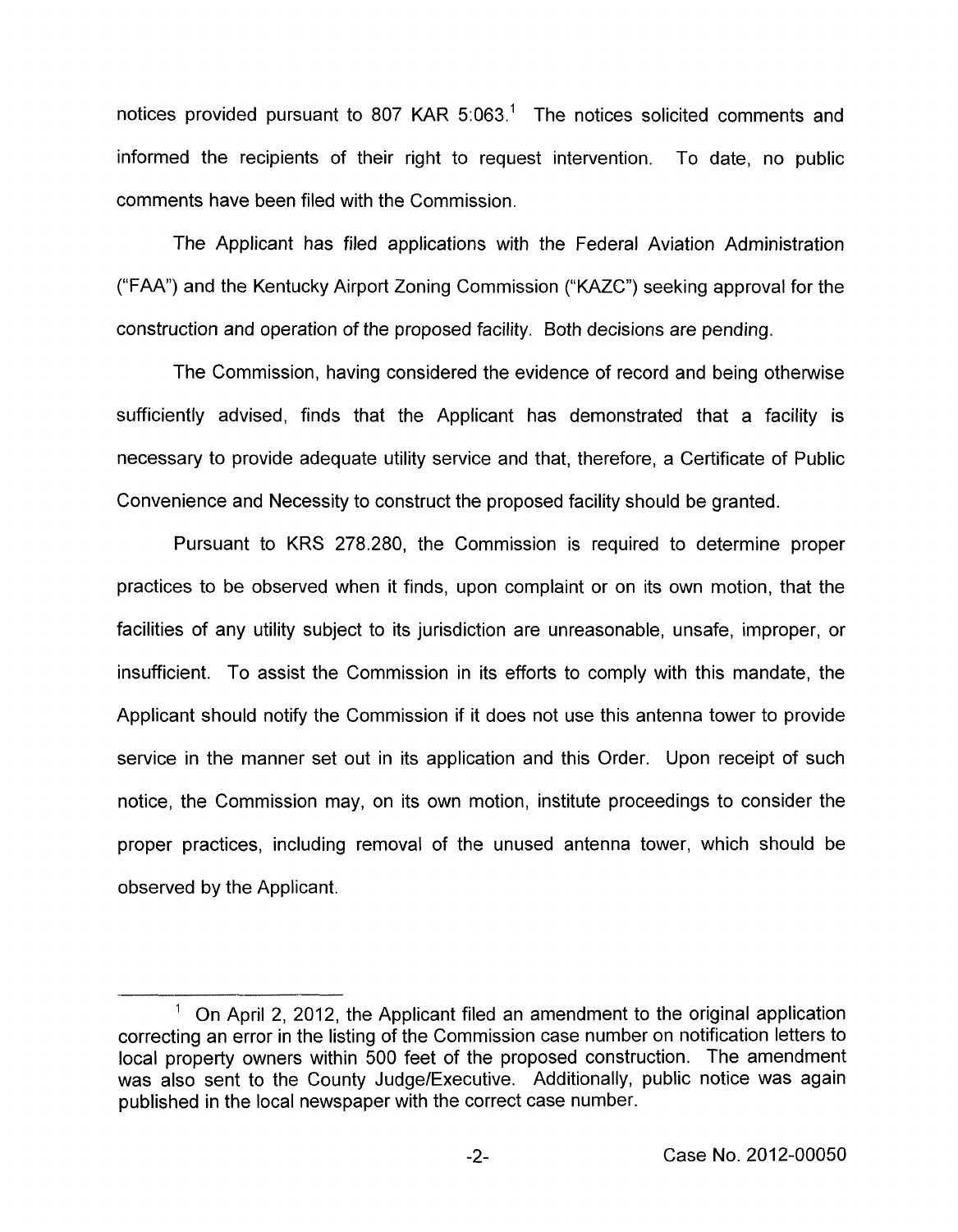notices provided pursuant to 807 KAR 5:063.[1] The notices solicited comments and informed the recipients of their right to request intervention. To date, no public comments have been filed with the Commission.

The Applicant has filed applications with the Federal Aviation Administration ("FAA") and the Kentucky Airport Zoning Commission ("KAZC") seeking approval for the construction and operation of the proposed facility. Both decisions are pending.

The Commission, having considered the evidence of record and being otherwise sufficiently advised, finds that the Applicant has demonstrated that a facility is necessary to provide adequate utility service and that, therefore, a Certificate of Public Convenience and Necessity to construct the proposed facility should be granted.

Pursuant to KRS 278.280, the Commission is required to determine proper practices to be observed when it finds, upon complaint or on its own motion, that the facilities of any utility subject to its jurisdiction are unreasonable, unsafe, improper, or insufficient. To assist the Commission in its efforts to comply with this mandate, the Applicant should notify the Commission if it does not use this antenna tower to provide service in the manner set out in its application and this Order. Upon receipt of such notice, the Commission may, on its own motion, institute proceedings to consider the proper practices, including removal of the unused antenna tower, which should be observed by the Applicant.

[1] On April 2, 2012, the Applicant filed an amendment to the original application correcting an error in the listing of the Commission case number on notification letters to local property owners within 500 feet of the proposed construction. The amendment was also sent to the County Judge/Executive. Additionally, public notice was again published in the local newspaper with the correct case number.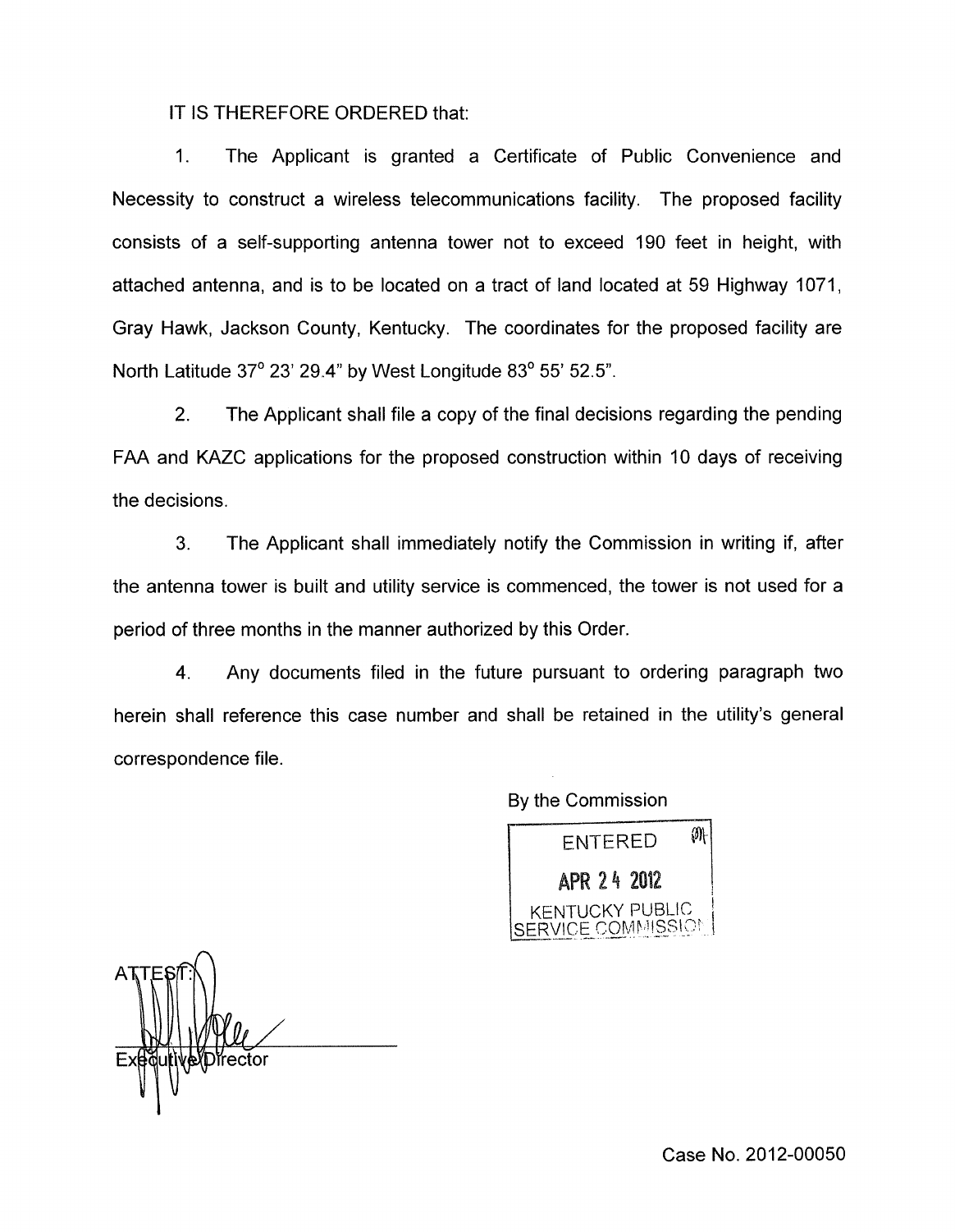IT IS THEREFORE ORDERED that:

1. The Applicant is granted a Certificate of Public Convenience and Necessity to construct a wireless telecommunications facility. The proposed facility consists of a self-supporting antenna tower not to exceed 190 feet in height, with attached antenna, and is to be located on a tract of land located at 59 Highway 1071, Gray Hawk, Jackson County, Kentucky. The coordinates for the proposed facility are North Latitude 37° 23' 29.4" by West Longitude 83° 55' 52.5".

2. The Applicant shall file a copy of the final decisions regarding the pending FAA and KAZC applications for the proposed construction within 10 days of receiving the decisions.

3. The Applicant shall immediately notify the Commission in writing if, after the antenna tower is built and utility service is commenced, the tower is not used for a period of three months in the manner authorized by this Order.

4. Any documents filed in the future pursuant to ordering paragraph two herein shall reference this case number and shall be retained in the utility's general correspondence file.

By the Commission

ENTERED
APR 24 2012
KENTUCKY PUBLIC SERVICE COMMISSION

ATTEST:

Executive Director

Case No. 2012-00050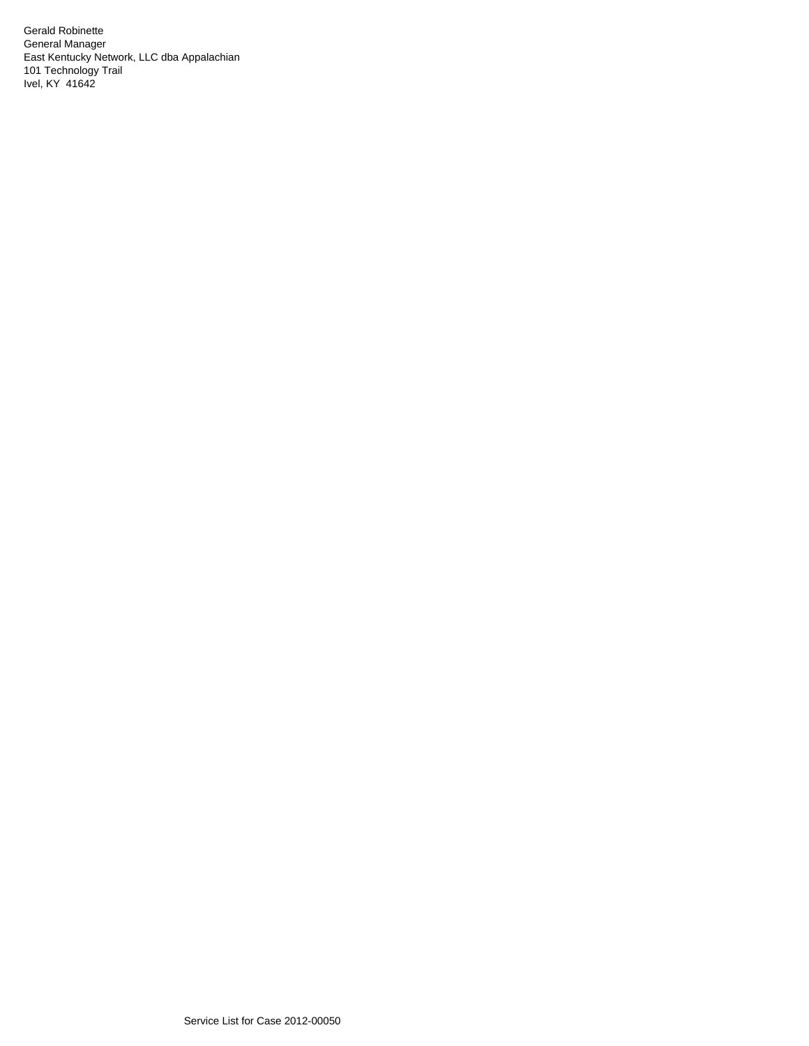Gerald Robinette
General Manager
East Kentucky Network, LLC dba Appalachian
101 Technology Trail
Ivel, KY  41642